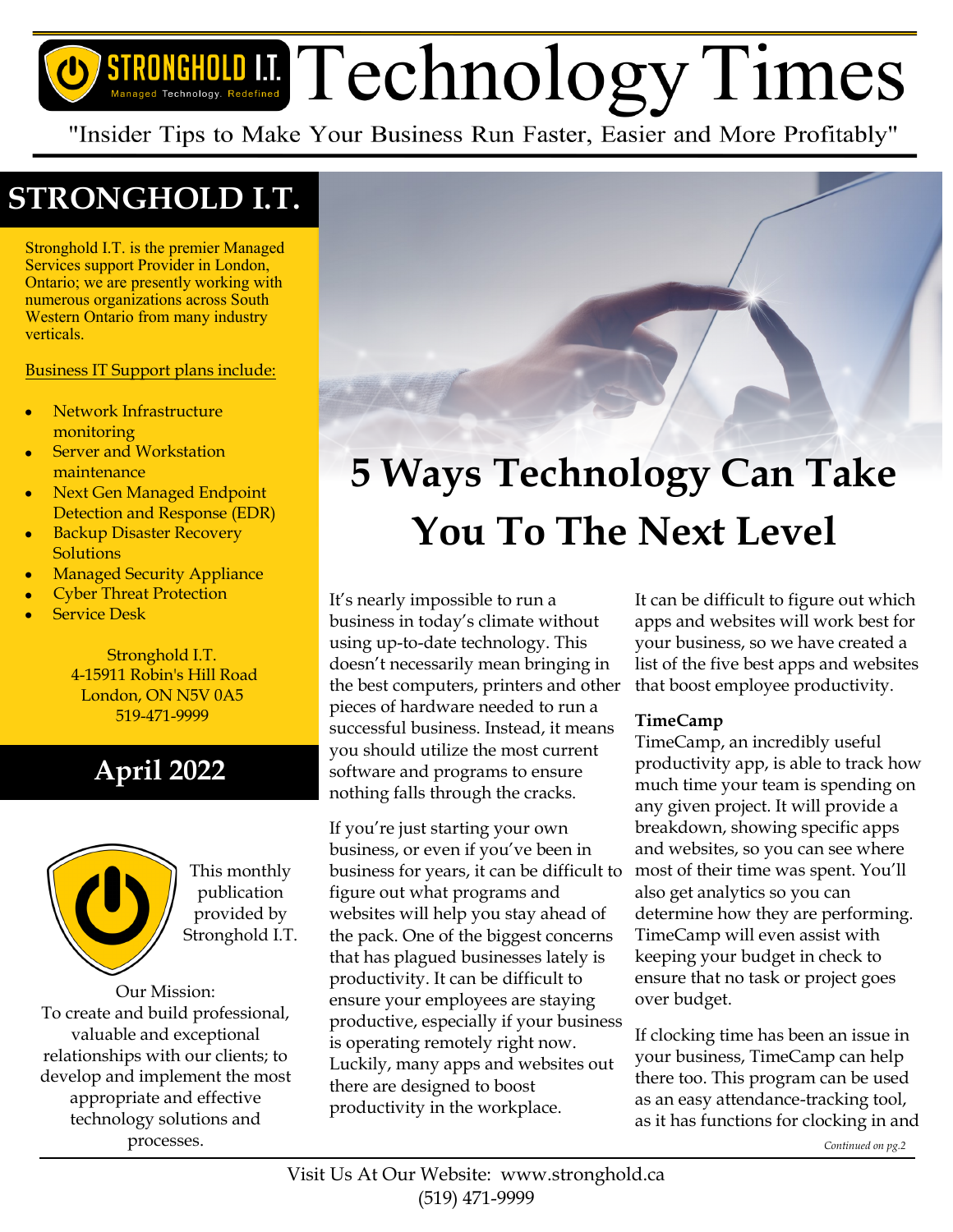# Technology Times

"Insider Tips to Make Your Business Run Faster, Easier and More Profitably"

## STRONGHOLD I.T.

Stronghold I.T. is the premier Managed Services support Provider in London, Ontario; we are presently working with numerous organizations across South Western Ontario from many industry verticals.

Business IT Support plans include:

- Network Infrastructure monitoring
- Server and Workstation maintenance
- Next Gen Managed Endpoint Detection and Response (EDR)
- Backup Disaster Recovery Solutions
- Managed Security Appliance
- Cyber Threat Protection
- Service Desk

Stronghold I.T.
4-15911 Robin's Hill Road
London, ON N5V 0A5
519-471-9999

## April 2022

This monthly publication provided by Stronghold I.T.

Our Mission:
To create and build professional, valuable and exceptional relationships with our clients; to develop and implement the most appropriate and effective technology solutions and processes.

# 5 Ways Technology Can Take You To The Next Level

It's nearly impossible to run a business in today's climate without using up-to-date technology. This doesn't necessarily mean bringing in the best computers, printers and other pieces of hardware needed to run a successful business. Instead, it means you should utilize the most current software and programs to ensure nothing falls through the cracks.

If you're just starting your own business, or even if you've been in business for years, it can be difficult to figure out what programs and websites will help you stay ahead of the pack. One of the biggest concerns that has plagued businesses lately is productivity. It can be difficult to ensure your employees are staying productive, especially if your business is operating remotely right now. Luckily, many apps and websites out there are designed to boost productivity in the workplace.

It can be difficult to figure out which apps and websites will work best for your business, so we have created a list of the five best apps and websites that boost employee productivity.

**TimeCamp**
TimeCamp, an incredibly useful productivity app, is able to track how much time your team is spending on any given project. It will provide a breakdown, showing specific apps and websites, so you can see where most of their time was spent. You'll also get analytics so you can determine how they are performing. TimeCamp will even assist with keeping your budget in check to ensure that no task or project goes over budget.

If clocking time has been an issue in your business, TimeCamp can help there too. This program can be used as an easy attendance-tracking tool, as it has functions for clocking in and

*Continued on pg.2*

Visit Us At Our Website: www.stronghold.ca
(519) 471-9999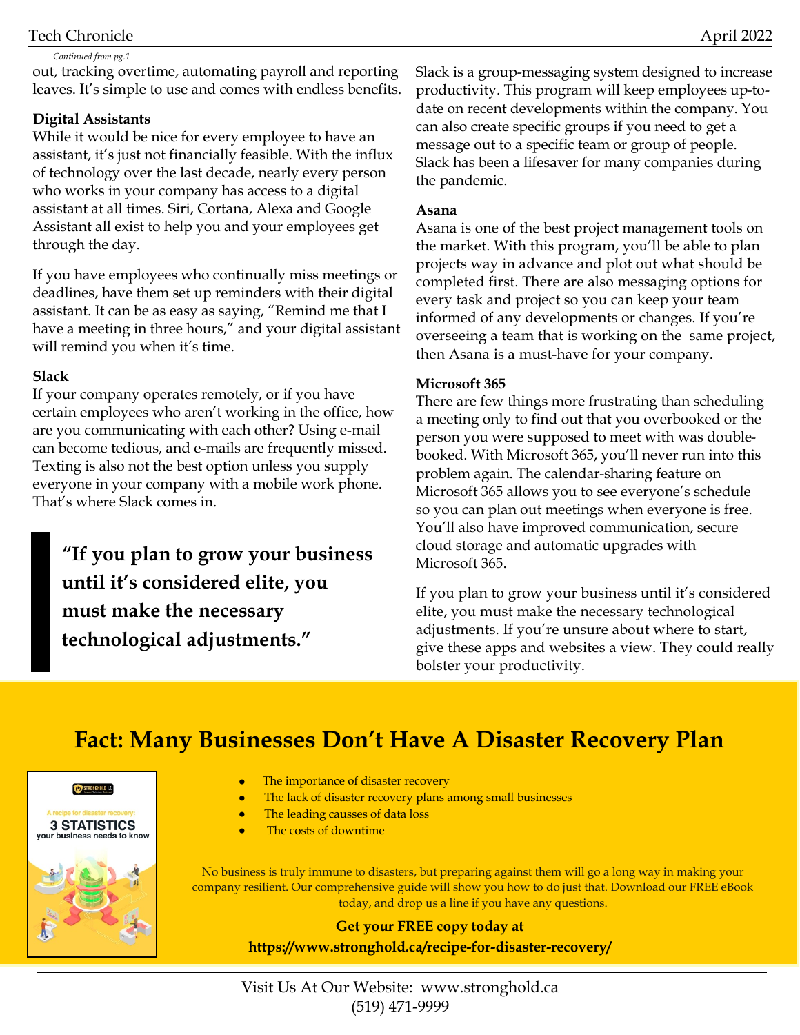*Continued from pg.1*

out, tracking overtime, automating payroll and reporting leaves. It's simple to use and comes with endless benefits.

**Digital Assistants**

While it would be nice for every employee to have an assistant, it's just not financially feasible. With the influx of technology over the last decade, nearly every person who works in your company has access to a digital assistant at all times. Siri, Cortana, Alexa and Google Assistant all exist to help you and your employees get through the day.

If you have employees who continually miss meetings or deadlines, have them set up reminders with their digital assistant. It can be as easy as saying, "Remind me that I have a meeting in three hours," and your digital assistant will remind you when it's time.

**Slack**

If your company operates remotely, or if you have certain employees who aren't working in the office, how are you communicating with each other? Using e-mail can become tedious, and e-mails are frequently missed. Texting is also not the best option unless you supply everyone in your company with a mobile work phone. That's where Slack comes in.

> **"If you plan to grow your business until it's considered elite, you must make the necessary technological adjustments."**

Slack is a group-messaging system designed to increase productivity. This program will keep employees up-to-date on recent developments within the company. You can also create specific groups if you need to get a message out to a specific team or group of people. Slack has been a lifesaver for many companies during the pandemic.

**Asana**

Asana is one of the best project management tools on the market. With this program, you'll be able to plan projects way in advance and plot out what should be completed first. There are also messaging options for every task and project so you can keep your team informed of any developments or changes. If you're overseeing a team that is working on the same project, then Asana is a must-have for your company.

**Microsoft 365**

There are few things more frustrating than scheduling a meeting only to find out that you overbooked or the person you were supposed to meet with was double-booked. With Microsoft 365, you'll never run into this problem again. The calendar-sharing feature on Microsoft 365 allows you to see everyone's schedule so you can plan out meetings when everyone is free. You'll also have improved communication, secure cloud storage and automatic upgrades with Microsoft 365.

If you plan to grow your business until it's considered elite, you must make the necessary technological adjustments. If you're unsure about where to start, give these apps and websites a view. They could really bolster your productivity.

## Fact: Many Businesses Don't Have A Disaster Recovery Plan

STRONGHOLD I.T.

A recipe for disaster recovery:

3 STATISTICS your business needs to know

- The importance of disaster recovery
- The lack of disaster recovery plans among small businesses
- The leading causses of data loss
- The costs of downtime

No business is truly immune to disasters, but preparing against them will go a long way in making your company resilient. Our comprehensive guide will show you how to do just that. Download our FREE eBook today, and drop us a line if you have any questions.

**Get your FREE copy today at**
**https://www.stronghold.ca/recipe-for-disaster-recovery/**

Visit Us At Our Website: www.stronghold.ca
(519) 471-9999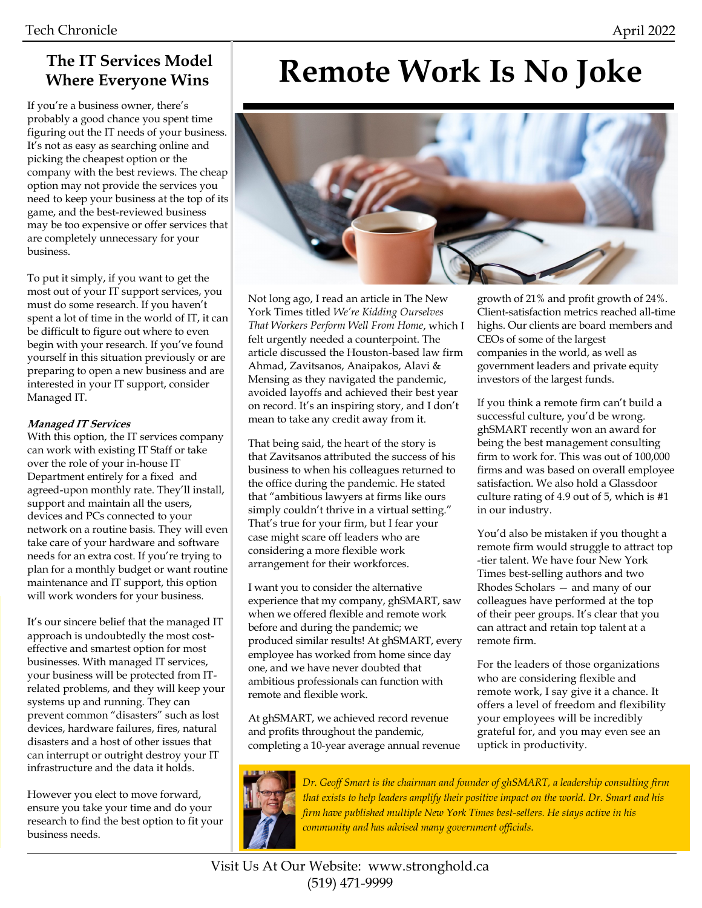## The IT Services Model Where Everyone Wins

If you're a business owner, there's probably a good chance you spent time figuring out the IT needs of your business. It's not as easy as searching online and picking the cheapest option or the company with the best reviews. The cheap option may not provide the services you need to keep your business at the top of its game, and the best-reviewed business may be too expensive or offer services that are completely unnecessary for your business.

To put it simply, if you want to get the most out of your IT support services, you must do some research. If you haven't spent a lot of time in the world of IT, it can be difficult to figure out where to even begin with your research. If you've found yourself in this situation previously or are preparing to open a new business and are interested in your IT support, consider Managed IT.

***Managed IT Services***

With this option, the IT services company can work with existing IT Staff or take over the role of your in-house IT Department entirely for a fixed and agreed-upon monthly rate. They'll install, support and maintain all the users, devices and PCs connected to your network on a routine basis. They will even take care of your hardware and software needs for an extra cost. If you're trying to plan for a monthly budget or want routine maintenance and IT support, this option will work wonders for your business.

It's our sincere belief that the managed IT approach is undoubtedly the most cost-effective and smartest option for most businesses. With managed IT services, your business will be protected from IT-related problems, and they will keep your systems up and running. They can prevent common "disasters" such as lost devices, hardware failures, fires, natural disasters and a host of other issues that can interrupt or outright destroy your IT infrastructure and the data it holds.

However you elect to move forward, ensure you take your time and do your research to find the best option to fit your business needs.

# Remote Work Is No Joke

Not long ago, I read an article in The New York Times titled *We're Kidding Ourselves That Workers Perform Well From Home*, which I felt urgently needed a counterpoint. The article discussed the Houston-based law firm Ahmad, Zavitsanos, Anaipakos, Alavi & Mensing as they navigated the pandemic, avoided layoffs and achieved their best year on record. It's an inspiring story, and I don't mean to take any credit away from it.

That being said, the heart of the story is that Zavitsanos attributed the success of his business to when his colleagues returned to the office during the pandemic. He stated that "ambitious lawyers at firms like ours simply couldn't thrive in a virtual setting." That's true for your firm, but I fear your case might scare off leaders who are considering a more flexible work arrangement for their workforces.

I want you to consider the alternative experience that my company, ghSMART, saw when we offered flexible and remote work before and during the pandemic; we produced similar results! At ghSMART, every employee has worked from home since day one, and we have never doubted that ambitious professionals can function with remote and flexible work.

At ghSMART, we achieved record revenue and profits throughout the pandemic, completing a 10-year average annual revenue growth of 21% and profit growth of 24%. Client-satisfaction metrics reached all-time highs. Our clients are board members and CEOs of some of the largest companies in the world, as well as government leaders and private equity investors of the largest funds.

If you think a remote firm can't build a successful culture, you'd be wrong. ghSMART recently won an award for being the best management consulting firm to work for. This was out of 100,000 firms and was based on overall employee satisfaction. We also hold a Glassdoor culture rating of 4.9 out of 5, which is #1 in our industry.

You'd also be mistaken if you thought a remote firm would struggle to attract top-tier talent. We have four New York Times best-selling authors and two Rhodes Scholars — and many of our colleagues have performed at the top of their peer groups. It's clear that you can attract and retain top talent at a remote firm.

For the leaders of those organizations who are considering flexible and remote work, I say give it a chance. It offers a level of freedom and flexibility your employees will be incredibly grateful for, and you may even see an uptick in productivity.

*Dr. Geoff Smart is the chairman and founder of ghSMART, a leadership consulting firm that exists to help leaders amplify their positive impact on the world. Dr. Smart and his firm have published multiple New York Times best-sellers. He stays active in his community and has advised many government officials.*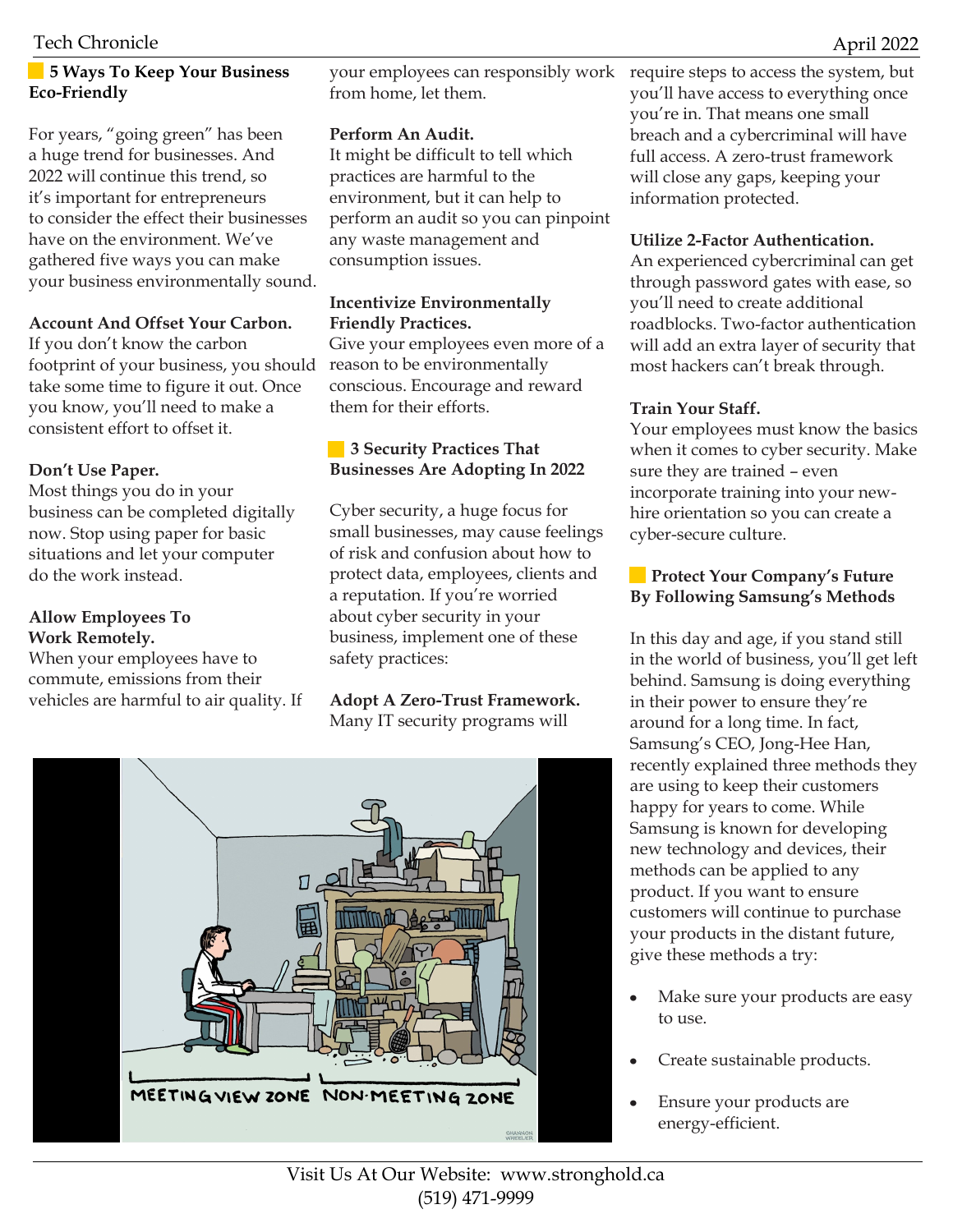## 5 Ways To Keep Your Business Eco-Friendly

For years, "going green" has been a huge trend for businesses. And 2022 will continue this trend, so it's important for entrepreneurs to consider the effect their businesses have on the environment. We've gathered five ways you can make your business environmentally sound.

**Account And Offset Your Carbon.**
If you don't know the carbon footprint of your business, you should take some time to figure it out. Once you know, you'll need to make a consistent effort to offset it.

**Don't Use Paper.**
Most things you do in your business can be completed digitally now. Stop using paper for basic situations and let your computer do the work instead.

**Allow Employees To Work Remotely.**
When your employees have to commute, emissions from their vehicles are harmful to air quality. If your employees can responsibly work from home, let them.

**Perform An Audit.**
It might be difficult to tell which practices are harmful to the environment, but it can help to perform an audit so you can pinpoint any waste management and consumption issues.

**Incentivize Environmentally Friendly Practices.**
Give your employees even more of a reason to be environmentally conscious. Encourage and reward them for their efforts.

## 3 Security Practices That Businesses Are Adopting In 2022

Cyber security, a huge focus for small businesses, may cause feelings of risk and confusion about how to protect data, employees, clients and a reputation. If you're worried about cyber security in your business, implement one of these safety practices:

**Adopt A Zero-Trust Framework.**
Many IT security programs will require steps to access the system, but you'll have access to everything once you're in. That means one small breach and a cybercriminal will have full access. A zero-trust framework will close any gaps, keeping your information protected.

**Utilize 2-Factor Authentication.**
An experienced cybercriminal can get through password gates with ease, so you'll need to create additional roadblocks. Two-factor authentication will add an extra layer of security that most hackers can't break through.

**Train Your Staff.**
Your employees must know the basics when it comes to cyber security. Make sure they are trained – even incorporate training into your new-hire orientation so you can create a cyber-secure culture.

## Protect Your Company's Future By Following Samsung's Methods

In this day and age, if you stand still in the world of business, you'll get left behind. Samsung is doing everything in their power to ensure they're around for a long time. In fact, Samsung's CEO, Jong-Hee Han, recently explained three methods they are using to keep their customers happy for years to come. While Samsung is known for developing new technology and devices, their methods can be applied to any product. If you want to ensure customers will continue to purchase your products in the distant future, give these methods a try:

- Make sure your products are easy to use.
- Create sustainable products.
- Ensure your products are energy-efficient.

Visit Us At Our Website: www.stronghold.ca
(519) 471-9999